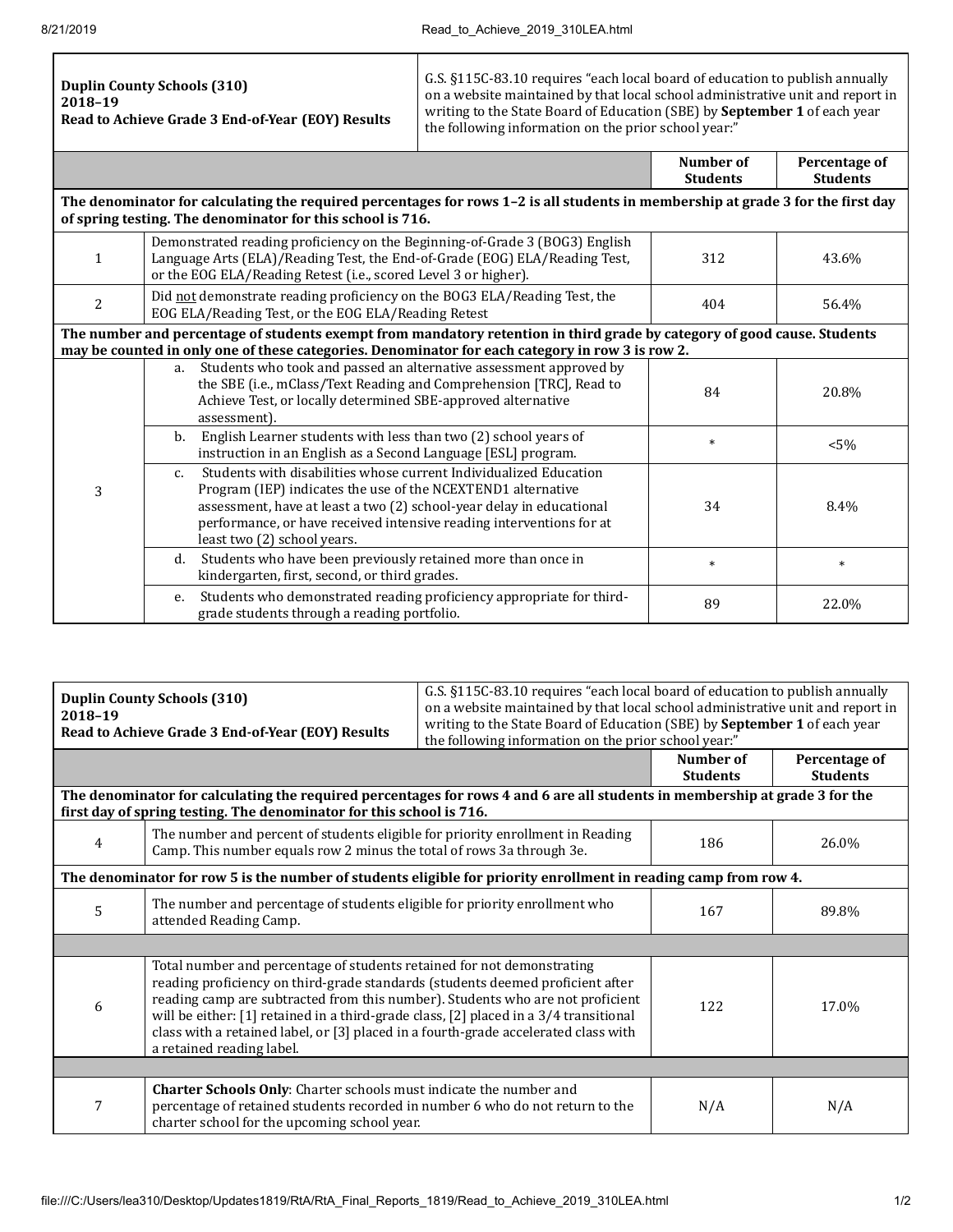| **Duplin County Schools (310)**<br>**2018–19**<br>**Read to Achieve Grade 3 End-of-Year (EOY) Results** | G.S. §115C-83.10 requires "each local board of education to publish annually on a website maintained by that local school administrative unit and report in writing to the State Board of Education (SBE) by **September 1** of each year the following information on the prior school year:" | | |
|---|---|---|---|
| | | **Number of Students** | **Percentage of Students** |
| **The denominator for calculating the required percentages for rows 1–2 is all students in membership at grade 3 for the first day of spring testing. The denominator for this school is 716.** | | | |
| 1 | Demonstrated reading proficiency on the Beginning-of-Grade 3 (BOG3) English Language Arts (ELA)/Reading Test, the End-of-Grade (EOG) ELA/Reading Test, or the EOG ELA/Reading Retest (i.e., scored Level 3 or higher). | 312 | 43.6% |
| 2 | Did not demonstrate reading proficiency on the BOG3 ELA/Reading Test, the EOG ELA/Reading Test, or the EOG ELA/Reading Retest | 404 | 56.4% |
| **The number and percentage of students exempt from mandatory retention in third grade by category of good cause. Students may be counted in only one of these categories. Denominator for each category in row 3 is row 2.** | | | |
| 3 | a. Students who took and passed an alternative assessment approved by the SBE (i.e., mClass/Text Reading and Comprehension [TRC], Read to Achieve Test, or locally determined SBE-approved alternative assessment). | 84 | 20.8% |
| | b. English Learner students with less than two (2) school years of instruction in an English as a Second Language [ESL] program. | * | <5% |
| | c. Students with disabilities whose current Individualized Education Program (IEP) indicates the use of the NCEXTEND1 alternative assessment, have at least a two (2) school-year delay in educational performance, or have received intensive reading interventions for at least two (2) school years. | 34 | 8.4% |
| | d. Students who have been previously retained more than once in kindergarten, first, second, or third grades. | * | * |
| | e. Students who demonstrated reading proficiency appropriate for third-grade students through a reading portfolio. | 89 | 22.0% |

| **Duplin County Schools (310)**<br>**2018–19**<br>**Read to Achieve Grade 3 End-of-Year (EOY) Results** | G.S. §115C-83.10 requires "each local board of education to publish annually on a website maintained by that local school administrative unit and report in writing to the State Board of Education (SBE) by **September 1** of each year the following information on the prior school year:" | | |
|---|---|---|---|
| | | **Number of Students** | **Percentage of Students** |
| **The denominator for calculating the required percentages for rows 4 and 6 are all students in membership at grade 3 for the first day of spring testing. The denominator for this school is 716.** | | | |
| 4 | The number and percent of students eligible for priority enrollment in Reading Camp. This number equals row 2 minus the total of rows 3a through 3e. | 186 | 26.0% |
| **The denominator for row 5 is the number of students eligible for priority enrollment in reading camp from row 4.** | | | |
| 5 | The number and percentage of students eligible for priority enrollment who attended Reading Camp. | 167 | 89.8% |
| | | | |
| 6 | Total number and percentage of students retained for not demonstrating reading proficiency on third-grade standards (students deemed proficient after reading camp are subtracted from this number). Students who are not proficient will be either: [1] retained in a third-grade class, [2] placed in a 3/4 transitional class with a retained label, or [3] placed in a fourth-grade accelerated class with a retained reading label. | 122 | 17.0% |
| | | | |
| 7 | **Charter Schools Only**: Charter schools must indicate the number and percentage of retained students recorded in number 6 who do not return to the charter school for the upcoming school year. | N/A | N/A |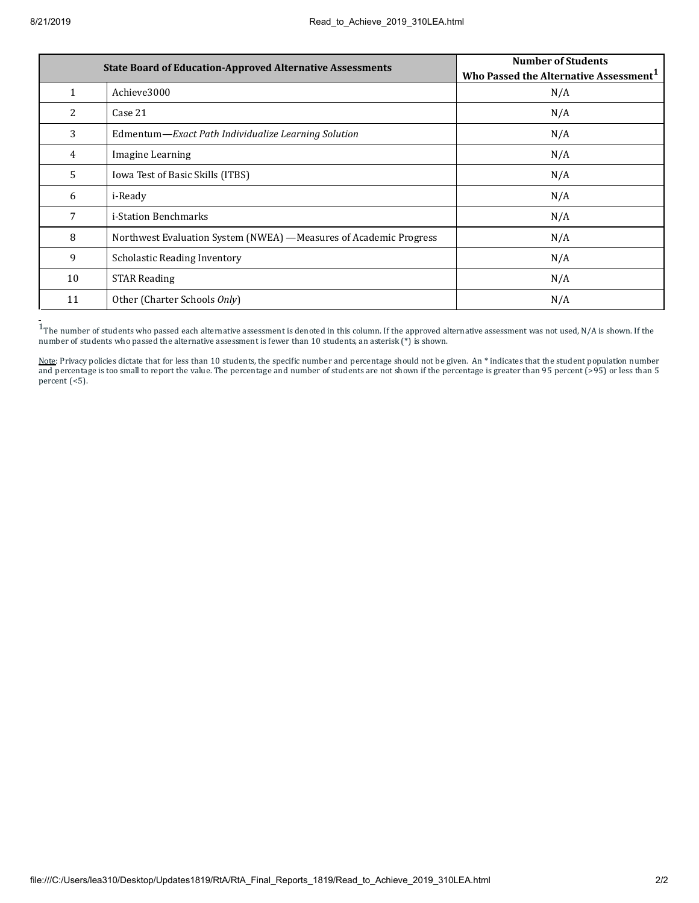| State Board of Education-Approved Alternative Assessments | | Number of Students Who Passed the Alternative Assessment[1] |
|---|---|---|
| 1 | Achieve3000 | N/A |
| 2 | Case 21 | N/A |
| 3 | Edmentum—*Exact Path Individualize Learning Solution* | N/A |
| 4 | Imagine Learning | N/A |
| 5 | Iowa Test of Basic Skills (ITBS) | N/A |
| 6 | i-Ready | N/A |
| 7 | i-Station Benchmarks | N/A |
| 8 | Northwest Evaluation System (NWEA) —Measures of Academic Progress | N/A |
| 9 | Scholastic Reading Inventory | N/A |
| 10 | STAR Reading | N/A |
| 11 | Other (Charter Schools *Only*) | N/A |

[1]The number of students who passed each alternative assessment is denoted in this column. If the approved alternative assessment was not used, N/A is shown. If the number of students who passed the alternative assessment is fewer than 10 students, an asterisk (*) is shown.

Note: Privacy policies dictate that for less than 10 students, the specific number and percentage should not be given. An * indicates that the student population number and percentage is too small to report the value. The percentage and number of students are not shown if the percentage is greater than 95 percent (>95) or less than 5 percent (<5).